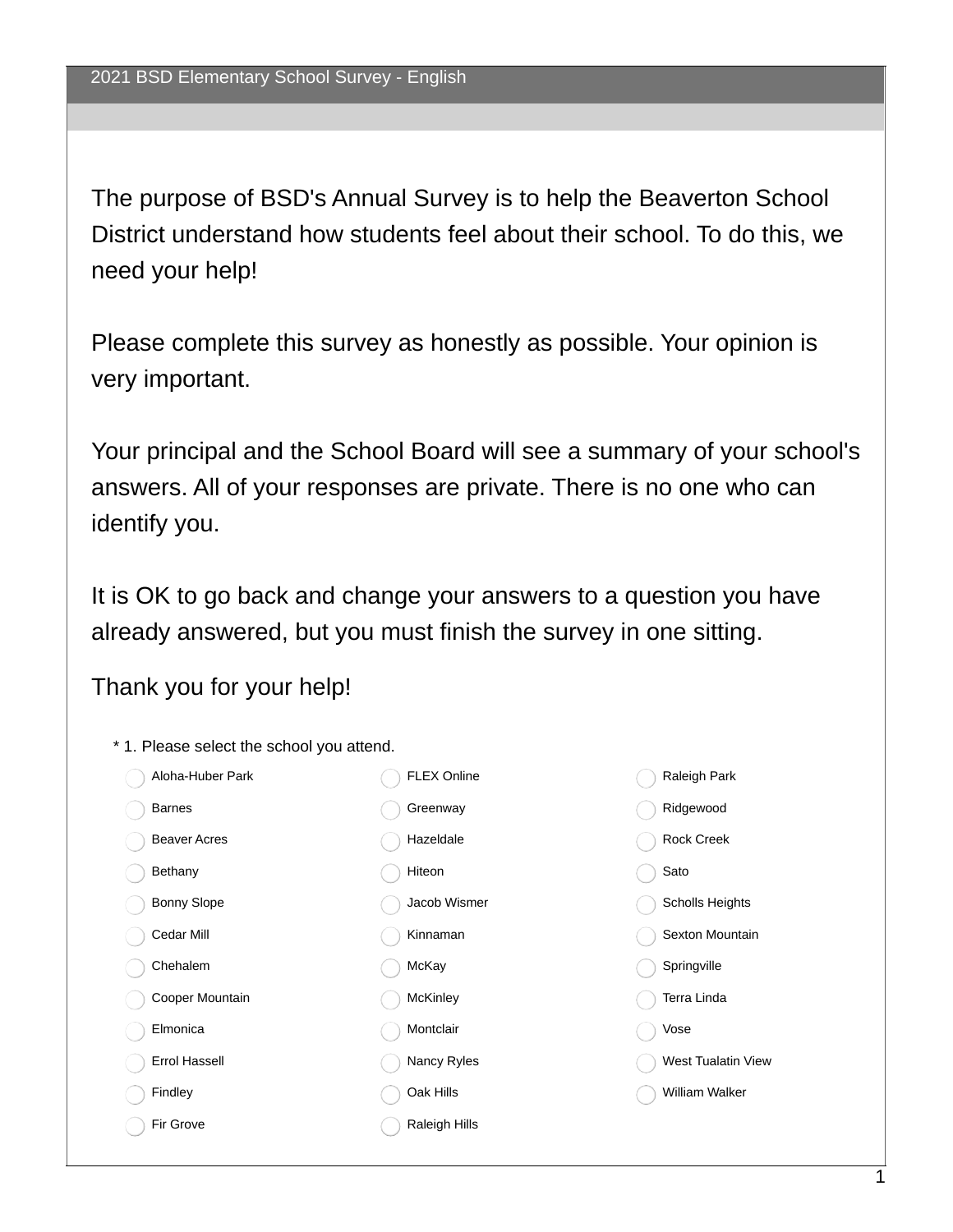# 2021 BSD Elementary School Survey - English

The purpose of BSD's Annual Survey is to help the Beaverton School District understand how students feel about their school. To do this, we need your help!

Please complete this survey as honestly as possible. Your opinion is very important.

Your principal and the School Board will see a summary of your school's answers. All of your responses are private. There is no one who can identify you.

It is OK to go back and change your answers to a question you have already answered, but you must finish the survey in one sitting.

Thank you for your help!

\* 1. Please select the school you attend.

- ◯ Aloha-Huber Park
- ◯ Barnes
- ◯ Beaver Acres
- ◯ Bethany
- ◯ Bonny Slope
- ◯ Cedar Mill
- ◯ Chehalem
- ◯ Cooper Mountain
- ◯ Elmonica
- ◯ Errol Hassell
- ◯ Findley
- ◯ Fir Grove
- ◯ FLEX Online
- ◯ Greenway
- ◯ Hazeldale
- ◯ Hiteon
- ◯ Jacob Wismer
- ◯ Kinnaman
- ◯ McKay
- ◯ McKinley
- ◯ Montclair
- ◯ Nancy Ryles
- ◯ Oak Hills
- ◯ Raleigh Hills
- ◯ Raleigh Park
- ◯ Ridgewood
- ◯ Rock Creek
- ◯ Sato
- ◯ Scholls Heights
- ◯ Sexton Mountain
- ◯ Springville
- ◯ Terra Linda
- ◯ Vose
- ◯ West Tualatin View
- ◯ William Walker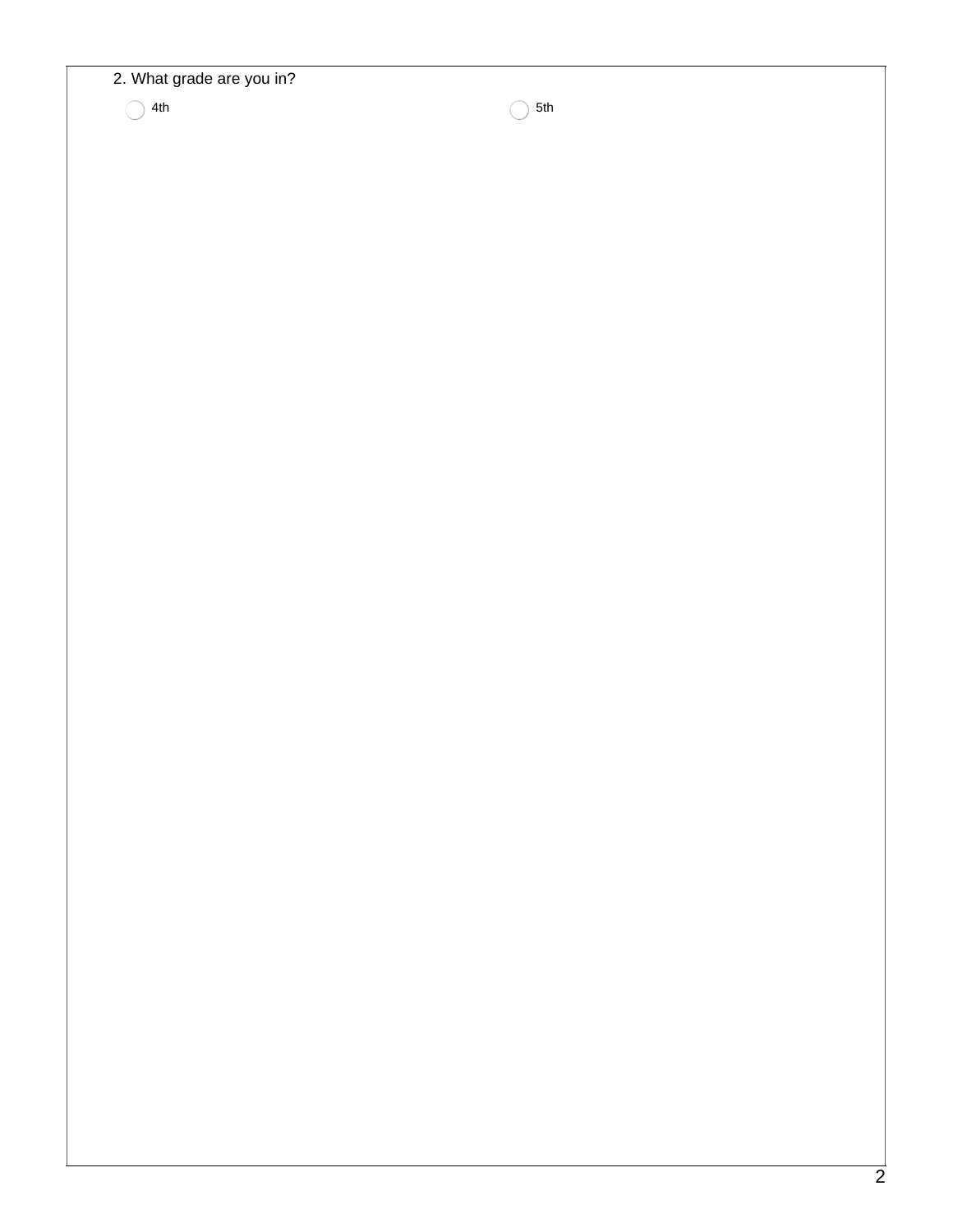2. What grade are you in?

- ○ 4th
- ○ 5th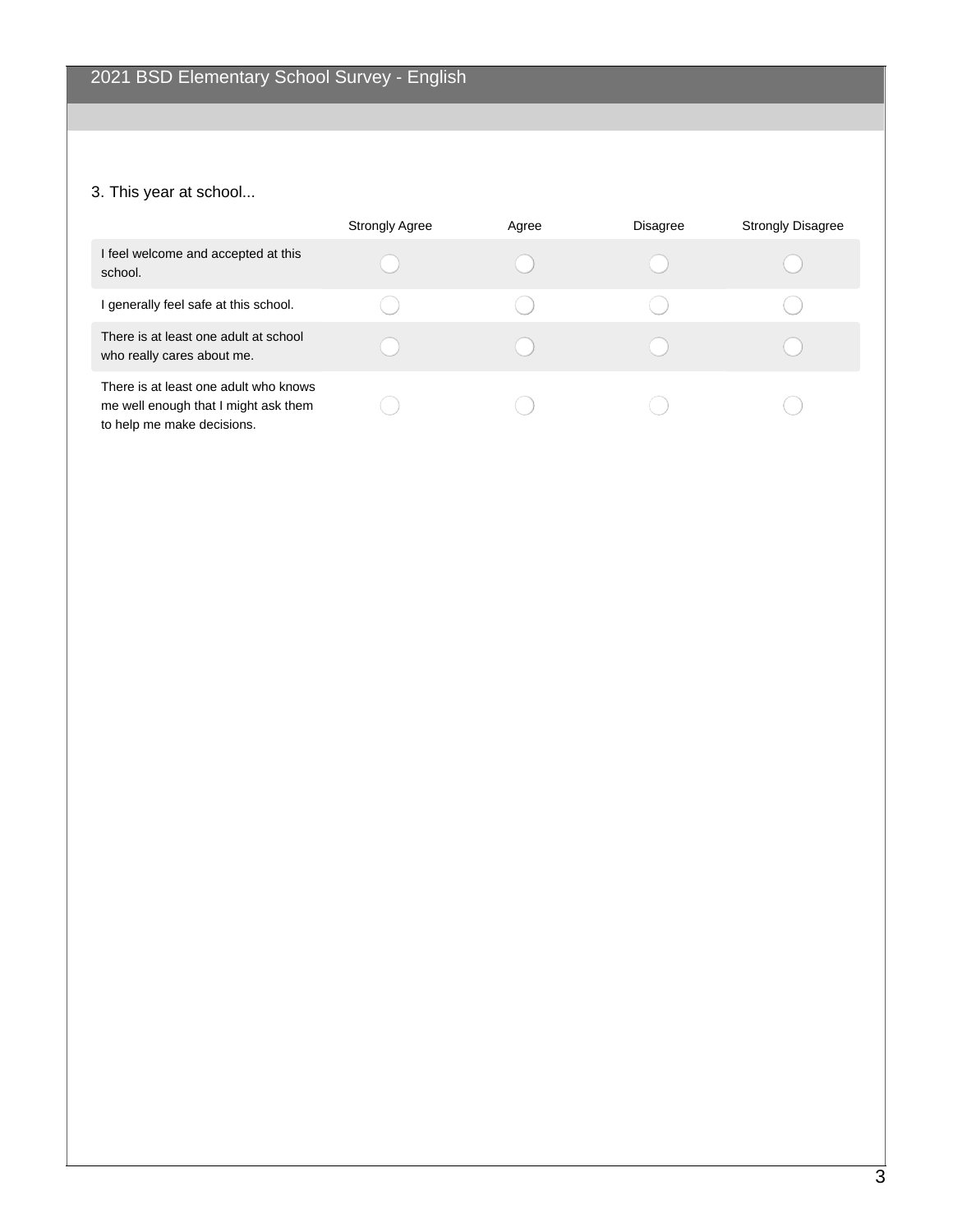# 2021 BSD Elementary School Survey - English

3. This year at school...

| | Strongly Agree | Agree | Disagree | Strongly Disagree |
|---|---|---|---|---|
| I feel welcome and accepted at this school. | ◯ | ◯ | ◯ | ◯ |
| I generally feel safe at this school. | ◯ | ◯ | ◯ | ◯ |
| There is at least one adult at school who really cares about me. | ◯ | ◯ | ◯ | ◯ |
| There is at least one adult who knows me well enough that I might ask them to help me make decisions. | ◯ | ◯ | ◯ | ◯ |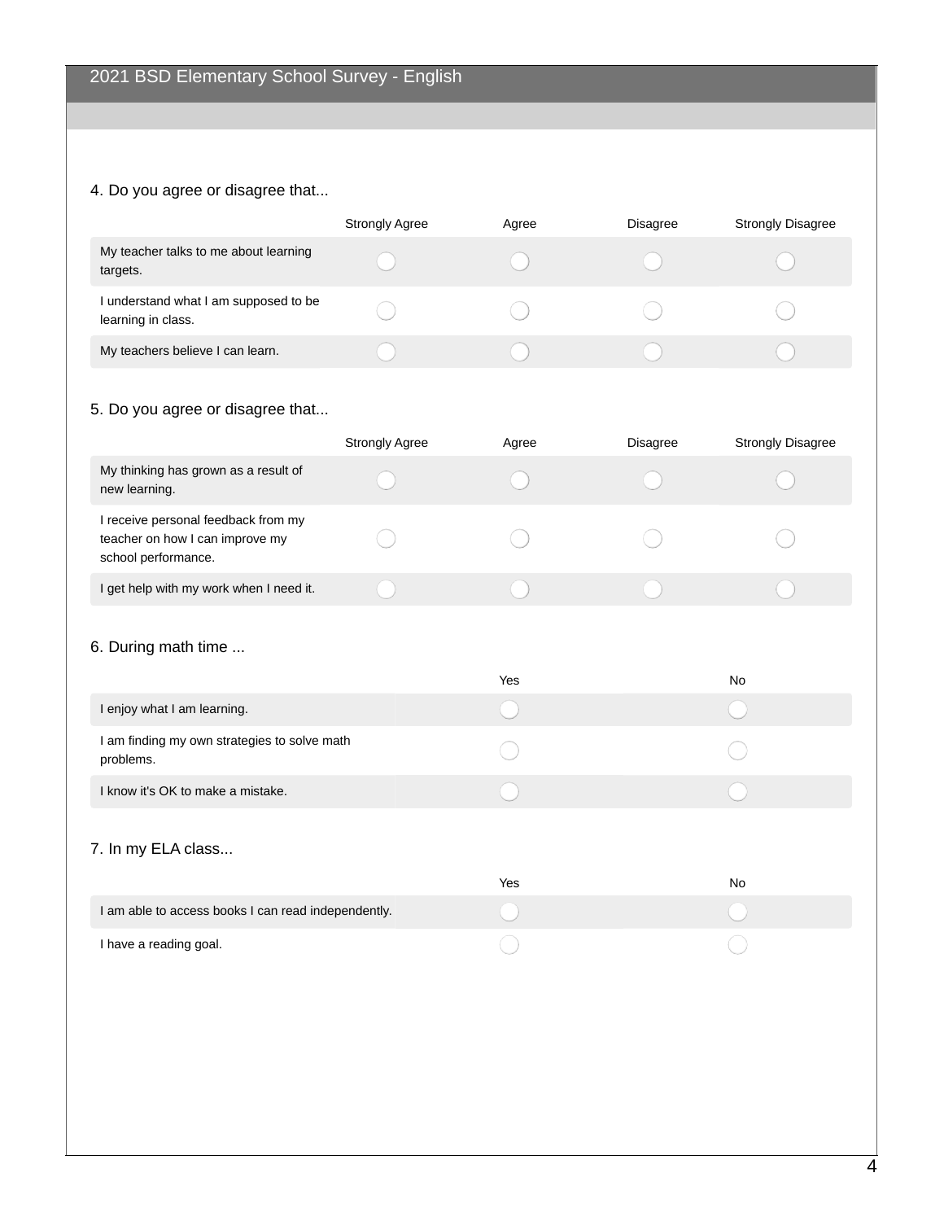## 2021 BSD Elementary School Survey - English

4. Do you agree or disagree that...

| | Strongly Agree | Agree | Disagree | Strongly Disagree |
|---|---|---|---|---|
| My teacher talks to me about learning targets. | ◯ | ◯ | ◯ | ◯ |
| I understand what I am supposed to be learning in class. | ◯ | ◯ | ◯ | ◯ |
| My teachers believe I can learn. | ◯ | ◯ | ◯ | ◯ |

5. Do you agree or disagree that...

| | Strongly Agree | Agree | Disagree | Strongly Disagree |
|---|---|---|---|---|
| My thinking has grown as a result of new learning. | ◯ | ◯ | ◯ | ◯ |
| I receive personal feedback from my teacher on how I can improve my school performance. | ◯ | ◯ | ◯ | ◯ |
| I get help with my work when I need it. | ◯ | ◯ | ◯ | ◯ |

6. During math time ...

| | Yes | No |
|---|---|---|
| I enjoy what I am learning. | ◯ | ◯ |
| I am finding my own strategies to solve math problems. | ◯ | ◯ |
| I know it's OK to make a mistake. | ◯ | ◯ |

7. In my ELA class...

| | Yes | No |
|---|---|---|
| I am able to access books I can read independently. | ◯ | ◯ |
| I have a reading goal. | ◯ | ◯ |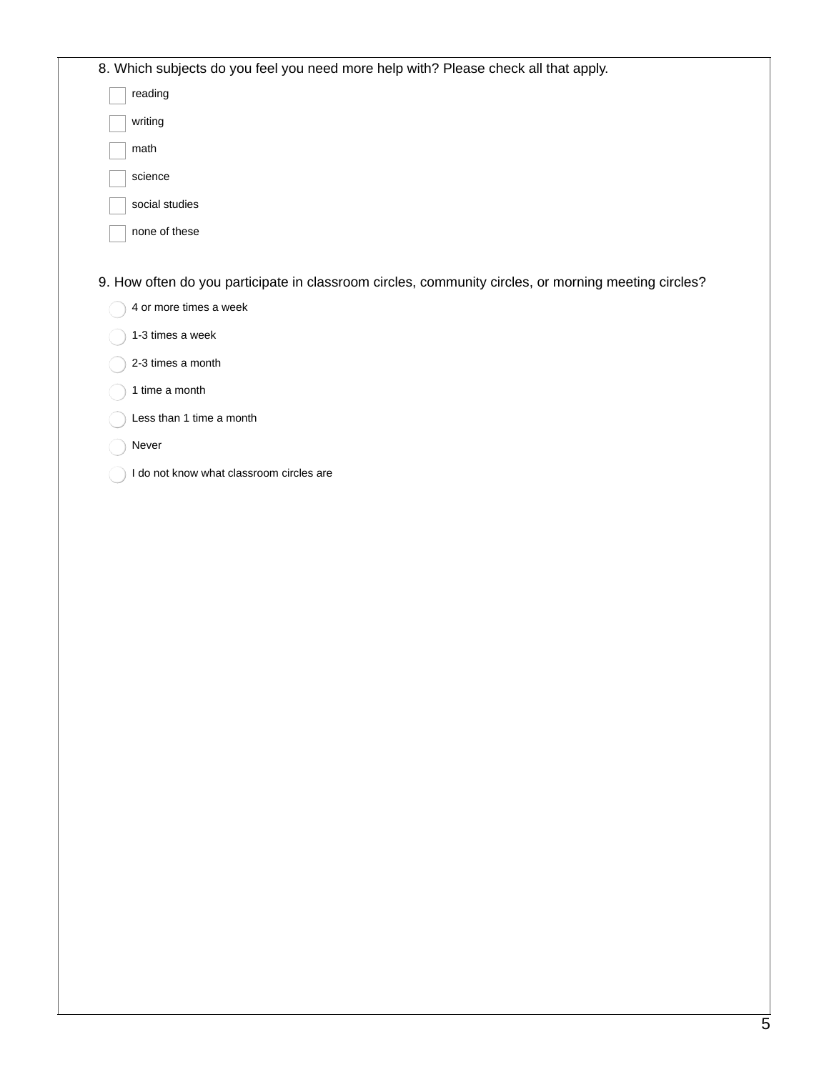8. Which subjects do you feel you need more help with? Please check all that apply.

- [ ] reading
- [ ] writing
- [ ] math
- [ ] science
- [ ] social studies
- [ ] none of these

9. How often do you participate in classroom circles, community circles, or morning meeting circles?

- ○ 4 or more times a week
- ○ 1-3 times a week
- ○ 2-3 times a month
- ○ 1 time a month
- ○ Less than 1 time a month
- ○ Never
- ○ I do not know what classroom circles are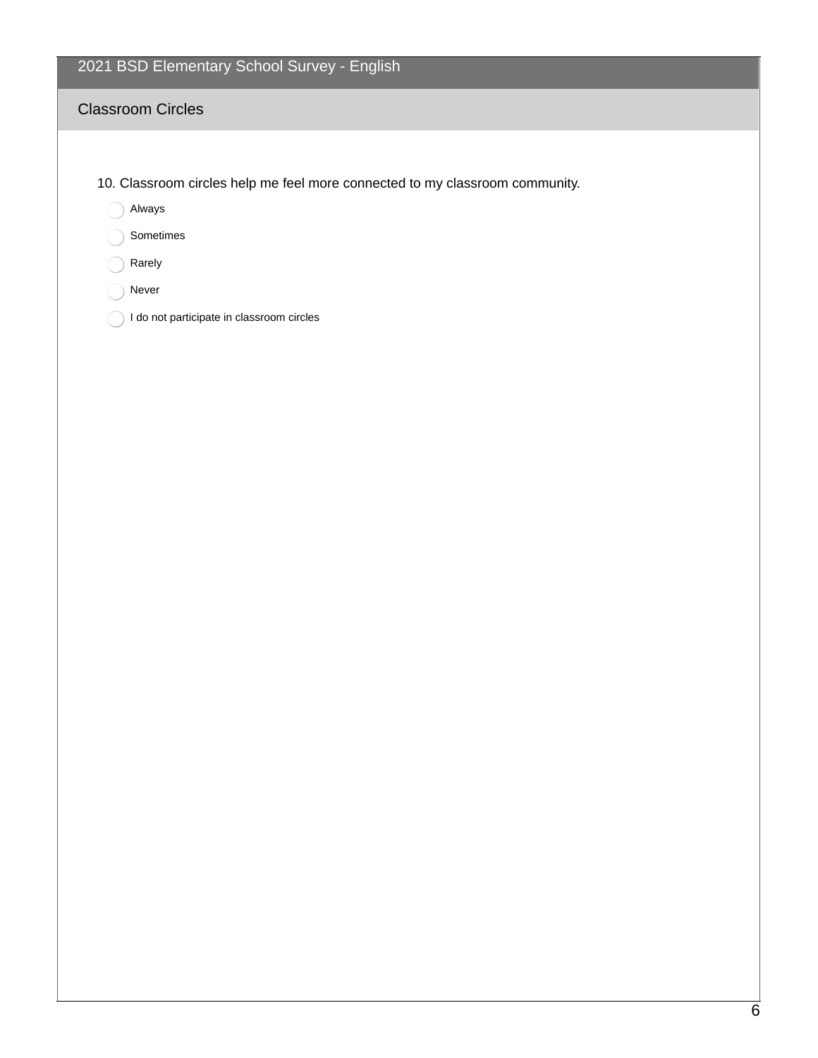# 2021 BSD Elementary School Survey - English

## Classroom Circles

10. Classroom circles help me feel more connected to my classroom community.

- Always
- Sometimes
- Rarely
- Never
- I do not participate in classroom circles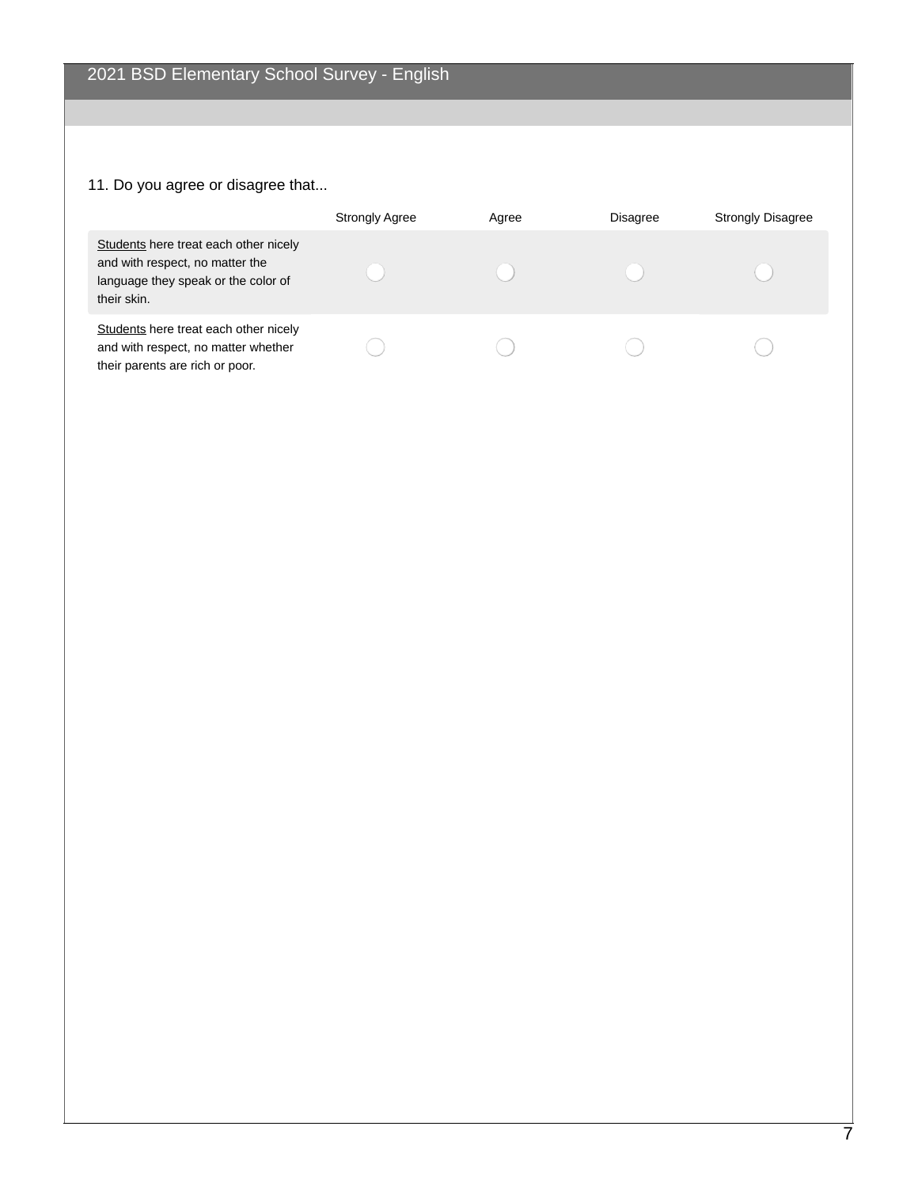## 2021 BSD Elementary School Survey - English

11. Do you agree or disagree that...

| | Strongly Agree | Agree | Disagree | Strongly Disagree |
|---|---|---|---|---|
| <u>Students</u> here treat each other nicely and with respect, no matter the language they speak or the color of their skin. | ◯ | ◯ | ◯ | ◯ |
| <u>Students</u> here treat each other nicely and with respect, no matter whether their parents are rich or poor. | ◯ | ◯ | ◯ | ◯ |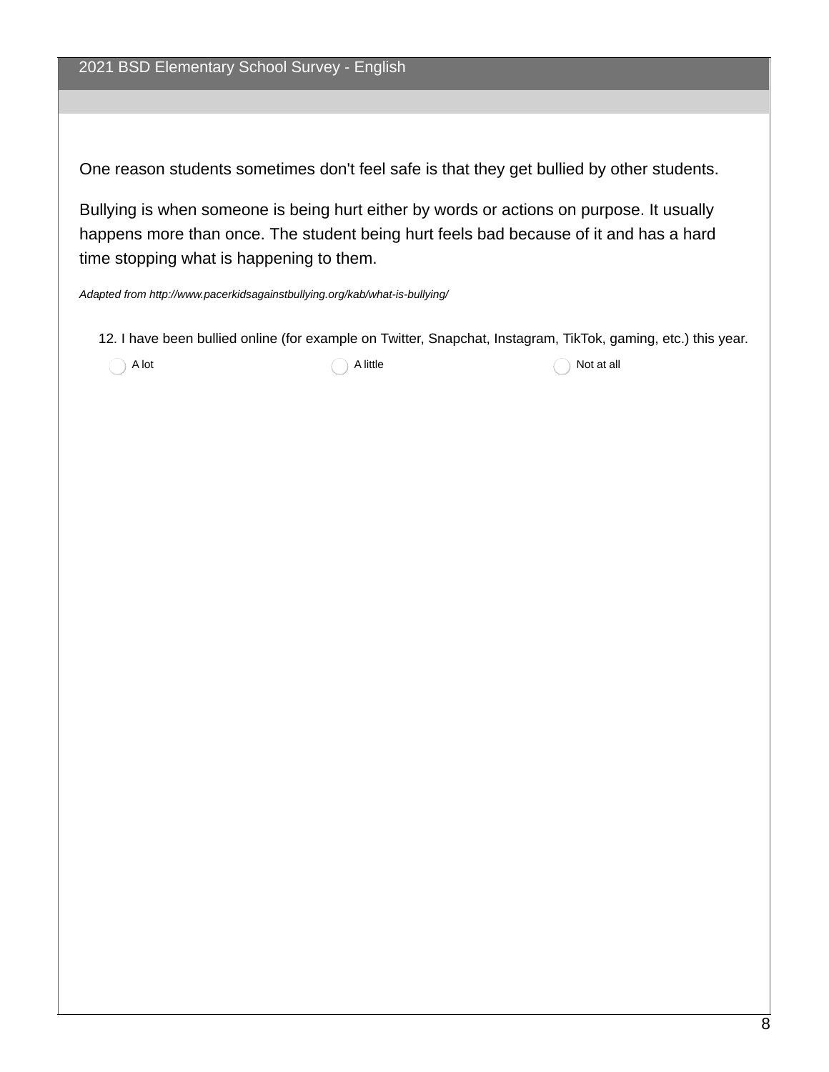One reason students sometimes don't feel safe is that they get bullied by other students.

Bullying is when someone is being hurt either by words or actions on purpose. It usually happens more than once. The student being hurt feels bad because of it and has a hard time stopping what is happening to them.

*Adapted from http://www.pacerkidsagainstbullying.org/kab/what-is-bullying/*

12. I have been bullied online (for example on Twitter, Snapchat, Instagram, TikTok, gaming, etc.) this year.

- ◯ A lot
- ◯ A little
- ◯ Not at all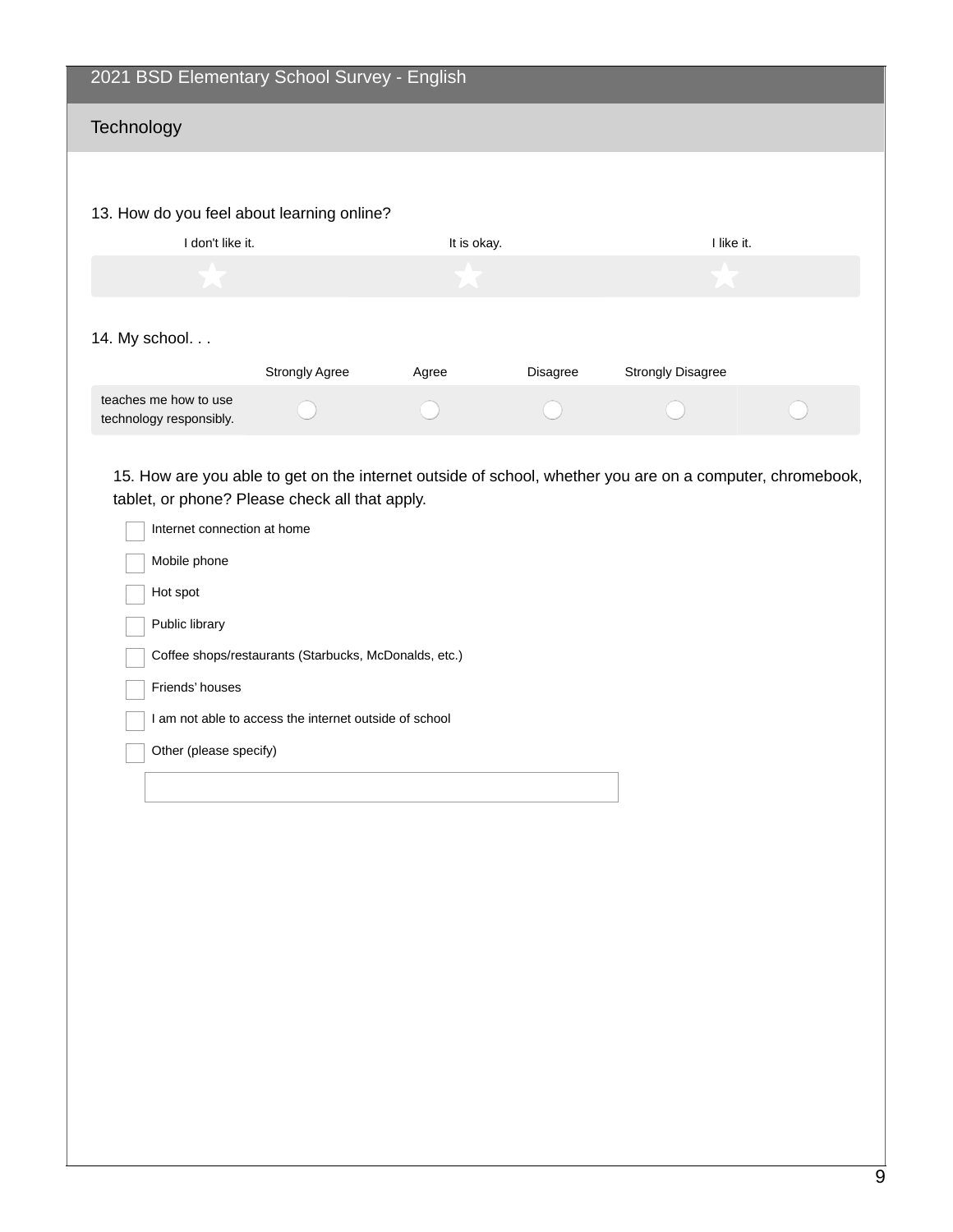# 2021 BSD Elementary School Survey - English

## Technology

13. How do you feel about learning online?

| I don't like it. | It is okay. | I like it. |
|---|---|---|
| ★ | ★ | ★ |

14. My school. . .

| | Strongly Agree | Agree | Disagree | Strongly Disagree | |
|---|---|---|---|---|---|
| teaches me how to use technology responsibly. | ◯ | ◯ | ◯ | ◯ | ◯ |

15. How are you able to get on the internet outside of school, whether you are on a computer, chromebook, tablet, or phone? Please check all that apply.

- [ ] Internet connection at home
- [ ] Mobile phone
- [ ] Hot spot
- [ ] Public library
- [ ] Coffee shops/restaurants (Starbucks, McDonalds, etc.)
- [ ] Friends' houses
- [ ] I am not able to access the internet outside of school
- [ ] Other (please specify)

_______________________________________________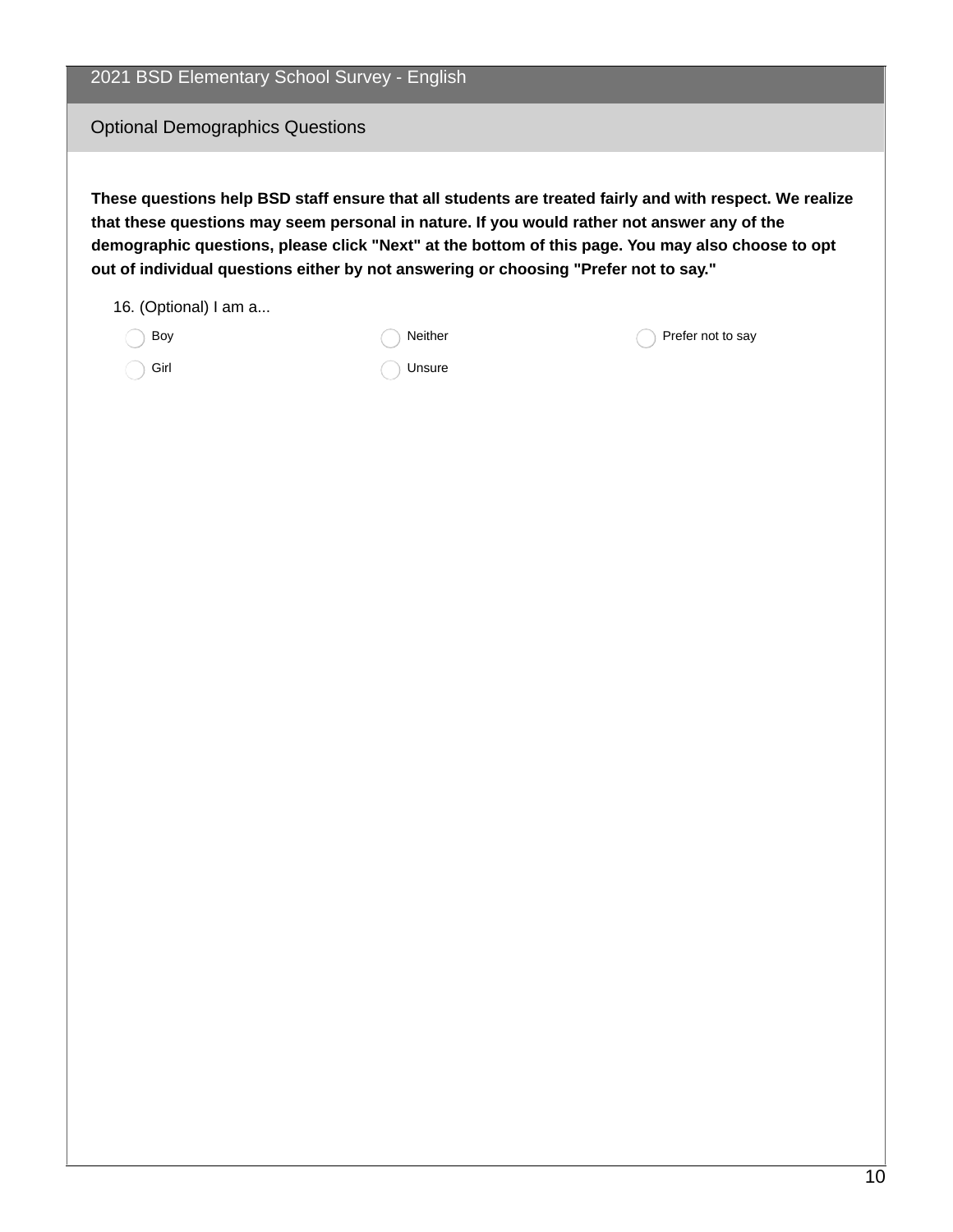## 2021 BSD Elementary School Survey - English

### Optional Demographics Questions

**These questions help BSD staff ensure that all students are treated fairly and with respect. We realize that these questions may seem personal in nature. If you would rather not answer any of the demographic questions, please click "Next" at the bottom of this page. You may also choose to opt out of individual questions either by not answering or choosing "Prefer not to say."**

16. (Optional) I am a...

- ◯ Boy
- ◯ Girl
- ◯ Neither
- ◯ Unsure
- ◯ Prefer not to say